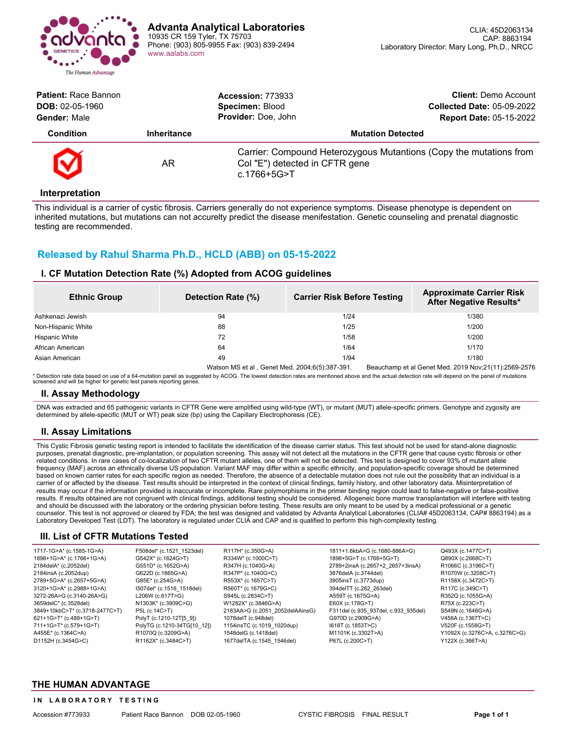**Advanta Analytical Laboratories**
10935 CR 159 Tyler, TX 75703
Phone: (903) 805-9955 Fax: (903) 839-2494
www.aalabs.com

CLIA: 45D2063134
CAP: 8863194
Laboratory Director: Mary Long, Ph.D., NRCC

**Patient:** Race Bannon
**DOB:** 02-05-1960
**Gender:** Male

**Accession:** 773933
**Specimen:** Blood
**Provider:** Doe, John

**Client:** Demo Account
**Collected Date:** 05-09-2022
**Report Date:** 05-15-2022

| Condition | Inheritance | Mutation Detected |
| --- | --- | --- |
| | AR | Carrier: Compound Heterozygous Mutantions (Copy the mutations from Col "E") detected in CFTR gene c.1766+5G>T |

### Interpretation

This individual is a carrier of cystic fibrosis. Carriers generally do not experience symptoms. Disease phenotype is dependent on inherited mutations, but mutations can not accurelty predict the disease menifestation. Genetic counseling and prenatal diagnostic testing are recommended.

## Released by Rahul Sharma Ph.D., HCLD (ABB) on 05-15-2022

### I. CF Mutation Detection Rate (%) Adopted from ACOG guidelines

| Ethnic Group | Detection Rate (%) | Carrier Risk Before Testing | Approximate Carrier Risk After Negative Results* |
| --- | --- | --- | --- |
| Ashkenazi Jewish | 94 | 1/24 | 1/380 |
| Non-Hispanic White | 88 | 1/25 | 1/200 |
| Hispanic White | 72 | 1/58 | 1/200 |
| African American | 64 | 1/64 | 1/170 |
| Asian American | 49 | 1/94 | 1/180 |
| | Watson MS et al , Genet Med. 2004;6(5):387-391. | | Beauchamp et al Genet Med. 2019 Nov;21(11):2569-2576 |

* Detection rate data based on use of a 64-mutation panel as suggested by ACOG. The lowest detection rates are mentioned above and the actual detection rate will depend on the panel of mutations screened and will be higher for genetic test panels reporting genes.

### II. Assay Methodology

DNA was extracted and 65 pathogenic variants in CFTR Gene were amplified using wild-type (WT), or mutant (MUT) allele-specific primers. Genotype and zygosity are determined by allele-specific (MUT or WT) peak size (bp) using the Capillary Electrophoresis (CE).

### II. Assay Limitations

This Cystic Fibrosis genetic testing report is intended to facilitate the identification of the disease carrier status. This test should not be used for stand-alone diagnostic purposes, prenatal diagnostic, pre-implantation, or population screening. This assay will not detect all the mutations in the CFTR gene that cause cystic fibrosis or other related conditions. In rare cases of co-localization of two CFTR mutant alleles, one of them will not be detected. This test is designed to cover 93% of mutant allele frequency (MAF) across an ethnically diverse US population. Variant MAF may differ within a specific ethnicity, and population-specific coverage should be determined based on known carrier rates for each specific region as needed. Therefore, the absence of a detectable mutation does not rule out the possibility that an individual is a carrier of or affected by the disease. Test results should be interpreted in the context of clinical findings, family history, and other laboratory data. Misinterpretation of results may occur if the information provided is inaccurate or incomplete. Rare polymorphisms in the primer binding region could lead to false-negative or false-positive results. If results obtained are not congruent with clinical findings, additional testing should be considered. Allogeneic bone marrow transplantation will interfere with testing and should be discussed with the laboratory or the ordering physician before testing. These results are only meant to be used by a medical professional or a genetic counselor. This test is not approved or cleared by FDA; the test was designed and validated by Advanta Analytical Laboratories (CLIA# 45D2063134, CAP# 8863194) as a Laboratory Developed Test (LDT). The laboratory is regulated under CLIA and CAP and is qualified to perform this high-complexity testing.

### III. List of CFTR Mutations Tested

| | | | | |
| --- | --- | --- | --- | --- |
| 1717-1G>A* (c.1585-1G>A) | F508del* (c.1521_1523del) | R117H* (c.350G>A) | 1811+1.6kbA>G (c.1680-886A>G) | Q493X (c.1477C>T) |
| 1898+1G>A* (c.1766+1G>A) | G542X* (c.1624G>T) | R334W* (c.1000C>T) | 1898+5G>T (c.1766+5G>T) | Q890X (c.2668C>T) |
| 2184delA* (c.2052del) | G551D* (c.1652G>A) | R347H (c.1040G>A) | 2789+2insA (c.2657+2_2657+3insA) | R1066C (c.3196C>T) |
| 2184insA (c.2052dup) | G622D (c.1865G>A) | R347P* (c.1040G>C) | 3876delA (c.3744del) | R1070W (c.3208C>T) |
| 2789+5G>A* (c.2657+5G>A) | G85E* (c.254G>A) | R553X* (c.1657C>T) | 3905insT (c.3773dup) | R1158X (c.3472C>T) |
| 3120+1G>A* (c.2988+1G>A) | I507del* (c.1516_1518del) | R560T* (c.1679G>C) | 394delTT (c.262_263del) | R117C (c.349C>T) |
| 3272-26A>G (c.3140-26A>G) | L206W (c.617T>G) | S945L (c.2834C>T) | A559T (c.1675G>A) | R352Q (c.1055G>A) |
| 3659delC* (c.3528del) | N1303K* (c.3909C>G) | W1282X* (c.3846G>A) | E60X (c.178G>T) | R75X (c.223C>T) |
| 3849+10kbC>T* (c.3718-2477C>T) | P5L (c.14C>T) | 2183AA>G (c.2051_2052delAAinsG) | F311del (c.935_937del, c.933_935del) | S549N (c.1646G>A) |
| 621+1G>T* (c.489+1G>T) | PolyT (c.1210-12T[5_9]) | 1078delT (c.948del) | G970D (c.2909G>A) | V456A (c.1367T>C) |
| 711+1G>T* (c.579+1G>T) | PolyTG (c.1210-34TG[10_12]) | 1154insTC (c.1019_1020dup) | I618T (c.1853T>C) | V520F (c.1558G>T) |
| A455E* (c.1364C>A) | R1070Q (c.3209G>A) | 1548delG (c.1418del) | M1101K (c.3302T>A) | Y1092X (c.3276C>A, c.3276C>G) |
| D1152H (c.3454G>C) | R1162X* (c.3484C>T) | 1677delTA (c.1545_1546del) | P67L (c.200C>T) | Y122X (c.366T>A) |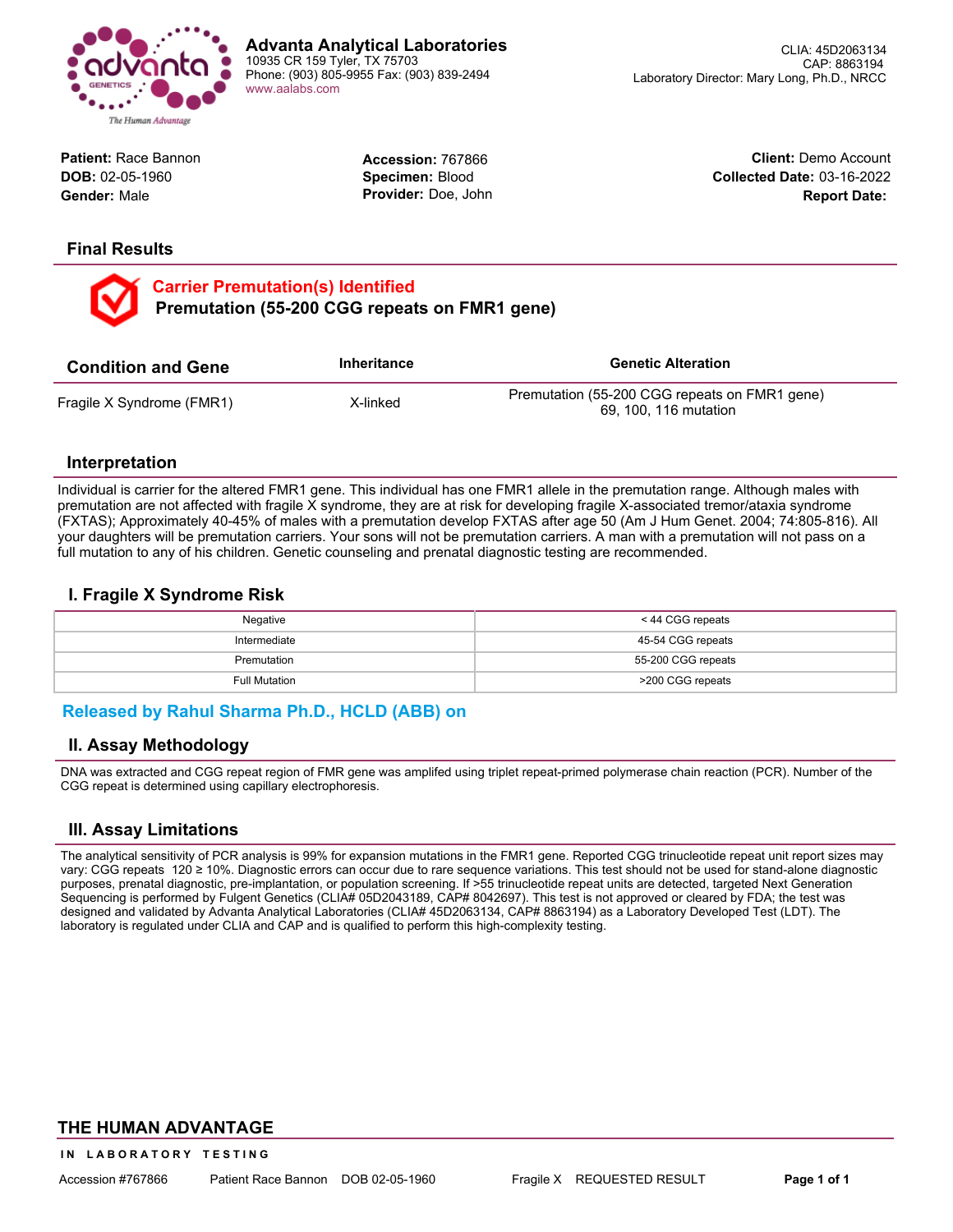**Advanta Analytical Laboratories**
10935 CR 159 Tyler, TX 75703
Phone: (903) 805-9955 Fax: (903) 839-2494
www.aalabs.com

CLIA: 45D2063134
CAP: 8863194
Laboratory Director: Mary Long, Ph.D., NRCC

**Patient:** Race Bannon
**DOB:** 02-05-1960
**Gender:** Male

**Accession:** 767866
**Specimen:** Blood
**Provider:** Doe, John

**Client:** Demo Account
**Collected Date:** 03-16-2022
**Report Date:**

## Final Results

**Carrier Premutation(s) Identified**

**Premutation (55-200 CGG repeats on FMR1 gene)**

| Condition and Gene | Inheritance | Genetic Alteration |
|---|---|---|
| Fragile X Syndrome (FMR1) | X-linked | Premutation (55-200 CGG repeats on FMR1 gene) 69, 100, 116 mutation |

## Interpretation

Individual is carrier for the altered FMR1 gene. This individual has one FMR1 allele in the premutation range. Although males with premutation are not affected with fragile X syndrome, they are at risk for developing fragile X-associated tremor/ataxia syndrome (FXTAS); Approximately 40-45% of males with a premutation develop FXTAS after age 50 (Am J Hum Genet. 2004; 74:805-816). All your daughters will be premutation carriers. Your sons will not be premutation carriers. A man with a premutation will not pass on a full mutation to any of his children. Genetic counseling and prenatal diagnostic testing are recommended.

## I. Fragile X Syndrome Risk

| | |
|---|---|
| Negative | < 44 CGG repeats |
| Intermediate | 45-54 CGG repeats |
| Premutation | 55-200 CGG repeats |
| Full Mutation | >200 CGG repeats |

**Released by Rahul Sharma Ph.D., HCLD (ABB) on**

## II. Assay Methodology

DNA was extracted and CGG repeat region of FMR gene was amplifed using triplet repeat-primed polymerase chain reaction (PCR). Number of the CGG repeat is determined using capillary electrophoresis.

## III. Assay Limitations

The analytical sensitivity of PCR analysis is 99% for expansion mutations in the FMR1 gene. Reported CGG trinucleotide repeat unit report sizes may vary: CGG repeats 120 ≥ 10%. Diagnostic errors can occur due to rare sequence variations. This test should not be used for stand-alone diagnostic purposes, prenatal diagnostic, pre-implantation, or population screening. If >55 trinucleotide repeat units are detected, targeted Next Generation Sequencing is performed by Fulgent Genetics (CLIA# 05D2043189, CAP# 8042697). This test is not approved or cleared by FDA; the test was designed and validated by Advanta Analytical Laboratories (CLIA# 45D2063134, CAP# 8863194) as a Laboratory Developed Test (LDT). The laboratory is regulated under CLIA and CAP and is qualified to perform this high-complexity testing.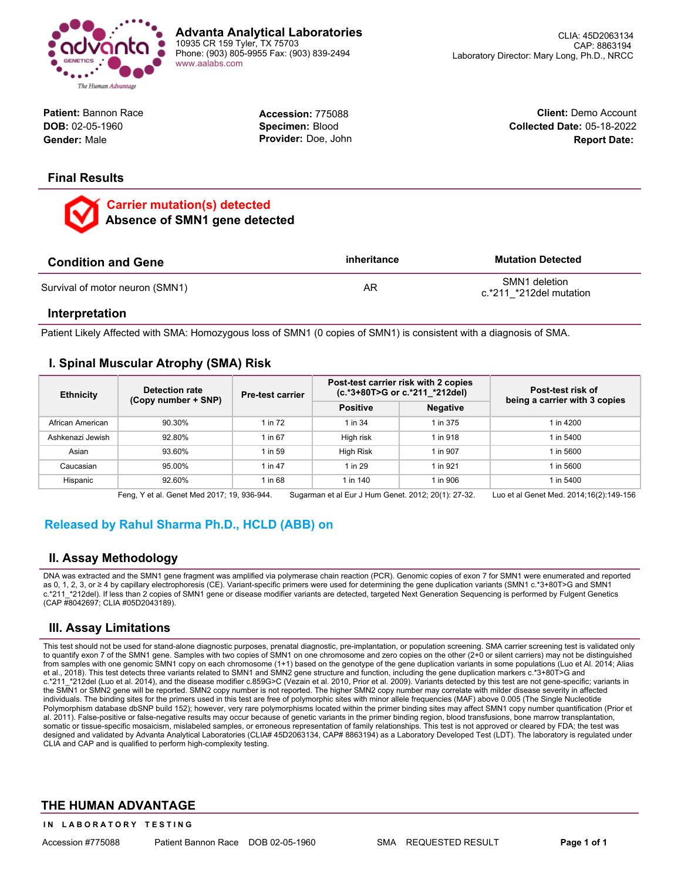# Advanta Analytical Laboratories

10935 CR 159 Tyler, TX 75703
Phone: (903) 805-9955 Fax: (903) 839-2494
www.aalabs.com

CLIA: 45D2063134
CAP: 8863194
Laboratory Director: Mary Long, Ph.D., NRCC

**Patient:** Bannon Race
**DOB:** 02-05-1960
**Gender:** Male

**Accession:** 775088
**Specimen:** Blood
**Provider:** Doe, John

**Client:** Demo Account
**Collected Date:** 05-18-2022
**Report Date:**

## Final Results

**Carrier mutation(s) detected**

**Absence of SMN1 gene detected**

| Condition and Gene | inheritance | Mutation Detected |
|---|---|---|
| Survival of motor neuron (SMN1) | AR | SMN1 deletion c.*211_*212del mutation |

## Interpretation

Patient Likely Affected with SMA: Homozygous loss of SMN1 (0 copies of SMN1) is consistent with a diagnosis of SMA.

## I. Spinal Muscular Atrophy (SMA) Risk

| Ethnicity | Detection rate (Copy number + SNP) | Pre-test carrier | Post-test carrier risk with 2 copies (c.*3+80T>G or c.*211_*212del) | | Post-test risk of being a carrier with 3 copies |
|---|---|---|---|---|---|
| | | | Positive | Negative | |
| African American | 90.30% | 1 in 72 | 1 in 34 | 1 in 375 | 1 in 4200 |
| Ashkenazi Jewish | 92.80% | 1 in 67 | High risk | 1 in 918 | 1 in 5400 |
| Asian | 93.60% | 1 in 59 | High Risk | 1 in 907 | 1 in 5600 |
| Caucasian | 95.00% | 1 in 47 | 1 in 29 | 1 in 921 | 1 in 5600 |
| Hispanic | 92.60% | 1 in 68 | 1 in 140 | 1 in 906 | 1 in 5400 |

Feng, Y et al. Genet Med 2017; 19, 936-944. Sugarman et al Eur J Hum Genet. 2012; 20(1): 27-32. Luo et al Genet Med. 2014;16(2):149-156

**Released by Rahul Sharma Ph.D., HCLD (ABB) on**

## II. Assay Methodology

DNA was extracted and the SMN1 gene fragment was amplified via polymerase chain reaction (PCR). Genomic copies of exon 7 for SMN1 were enumerated and reported as 0, 1, 2, 3, or ≥ 4 by capillary electrophoresis (CE). Variant-specific primers were used for determining the gene duplication variants (SMN1 c.*3+80T>G and SMN1 c.*211_*212del). If less than 2 copies of SMN1 gene or disease modifier variants are detected, targeted Next Generation Sequencing is performed by Fulgent Genetics (CAP #8042697; CLIA #05D2043189).

## III. Assay Limitations

This test should not be used for stand-alone diagnostic purposes, prenatal diagnostic, pre-implantation, or population screening. SMA carrier screening test is validated only to quantify exon 7 of the SMN1 gene. Samples with two copies of SMN1 on one chromosome and zero copies on the other (2+0 or silent carriers) may not be distinguished from samples with one genomic SMN1 copy on each chromosome (1+1) based on the genotype of the gene duplication variants in some populations (Luo et Al. 2014; Alias et al., 2018). This test detects three variants related to SMN1 and SMN2 gene structure and function, including the gene duplication markers c.*3+80T>G and c.*211_*212del (Luo et al. 2014), and the disease modifier c.859G>C (Vezain et al. 2010, Prior et al. 2009). Variants detected by this test are not gene-specific; variants in the SMN1 or SMN2 gene will be reported. SMN2 copy number is not reported. The higher SMN2 copy number may correlate with milder disease severity in affected individuals. The binding sites for the primers used in this test are free of polymorphic sites with minor allele frequencies (MAF) above 0.005 (The Single Nucleotide Polymorphism database dbSNP build 152); however, very rare polymorphisms located within the primer binding sites may affect SMN1 copy number quantification (Prior et al. 2011). False-positive or false-negative results may occur because of genetic variants in the primer binding region, blood transfusions, bone marrow transplantation, somatic or tissue-specific mosaicism, mislabeled samples, or erroneous representation of family relationships. This test is not approved or cleared by FDA; the test was designed and validated by Advanta Analytical Laboratories (CLIA# 45D2063134, CAP# 8863194) as a Laboratory Developed Test (LDT). The laboratory is regulated under CLIA and CAP and is qualified to perform high-complexity testing.